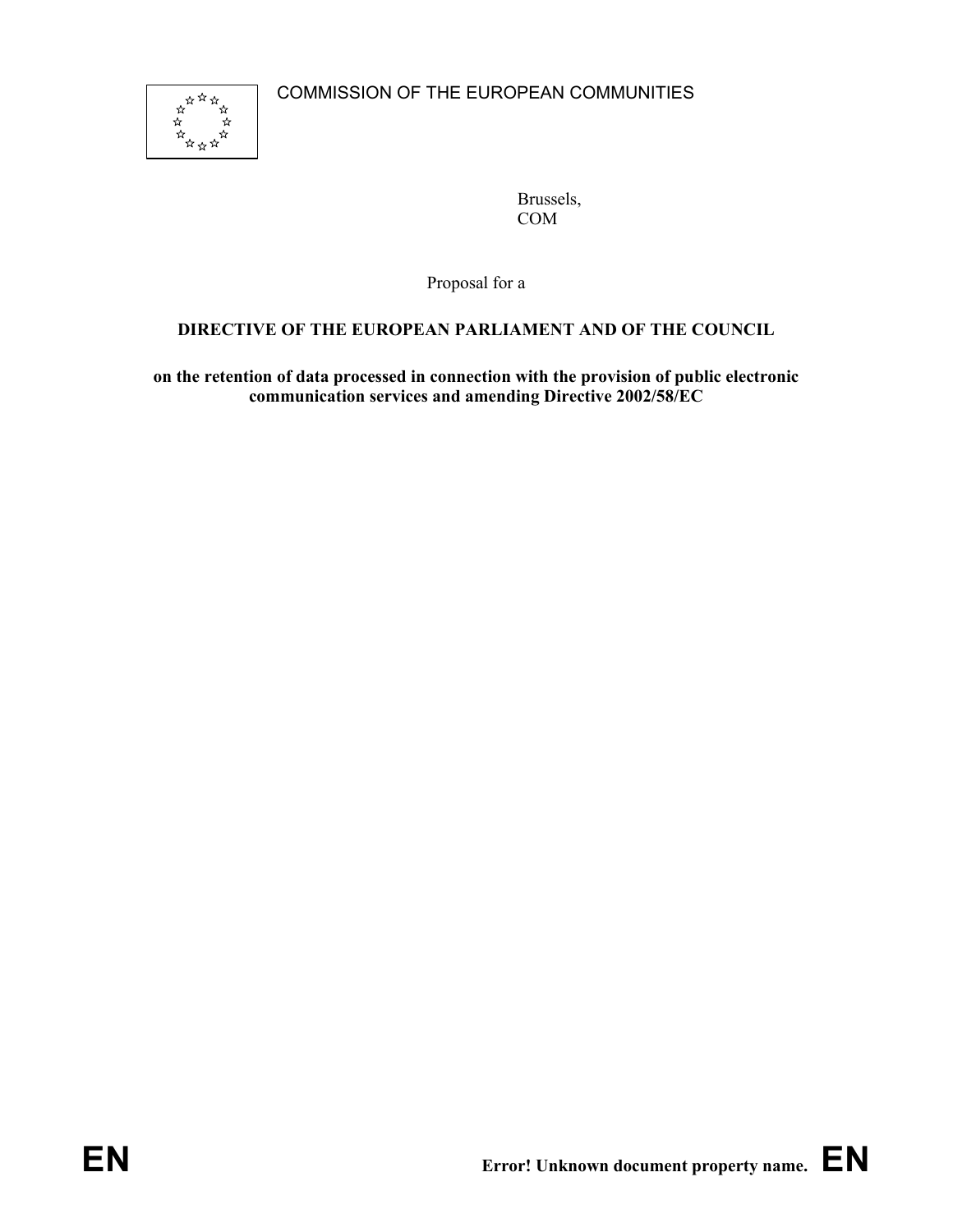COMMISSION OF THE EUROPEAN COMMUNITIES

Brussels,
COM

Proposal for a

**DIRECTIVE OF THE EUROPEAN PARLIAMENT AND OF THE COUNCIL**

**on the retention of data processed in connection with the provision of public electronic communication services and amending Directive 2002/58/EC**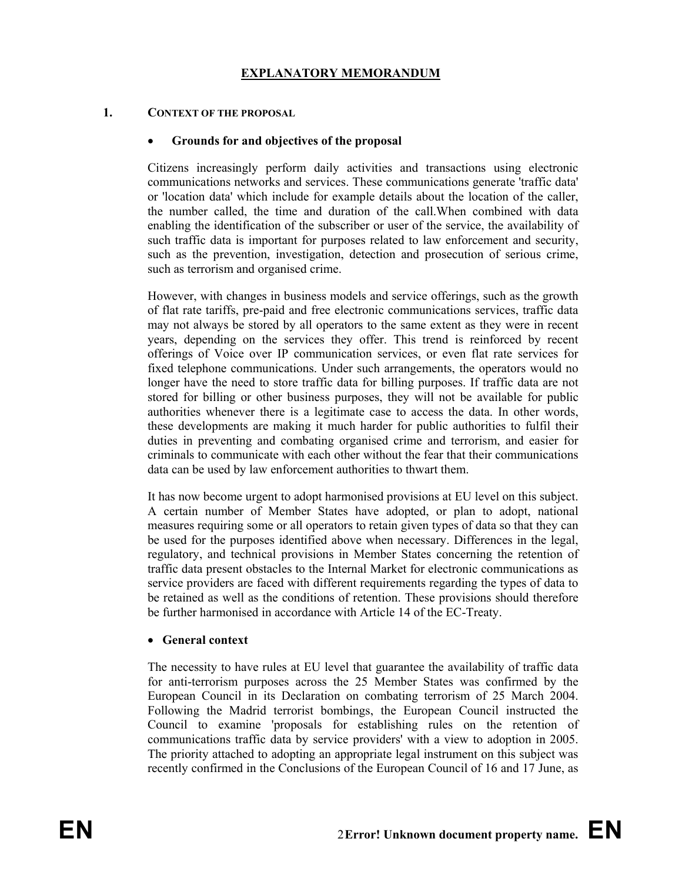# EXPLANATORY MEMORANDUM

## 1. CONTEXT OF THE PROPOSAL

- **Grounds for and objectives of the proposal**

Citizens increasingly perform daily activities and transactions using electronic communications networks and services. These communications generate 'traffic data' or 'location data' which include for example details about the location of the caller, the number called, the time and duration of the call.When combined with data enabling the identification of the subscriber or user of the service, the availability of such traffic data is important for purposes related to law enforcement and security, such as the prevention, investigation, detection and prosecution of serious crime, such as terrorism and organised crime.

However, with changes in business models and service offerings, such as the growth of flat rate tariffs, pre-paid and free electronic communications services, traffic data may not always be stored by all operators to the same extent as they were in recent years, depending on the services they offer. This trend is reinforced by recent offerings of Voice over IP communication services, or even flat rate services for fixed telephone communications. Under such arrangements, the operators would no longer have the need to store traffic data for billing purposes. If traffic data are not stored for billing or other business purposes, they will not be available for public authorities whenever there is a legitimate case to access the data. In other words, these developments are making it much harder for public authorities to fulfil their duties in preventing and combating organised crime and terrorism, and easier for criminals to communicate with each other without the fear that their communications data can be used by law enforcement authorities to thwart them.

It has now become urgent to adopt harmonised provisions at EU level on this subject. A certain number of Member States have adopted, or plan to adopt, national measures requiring some or all operators to retain given types of data so that they can be used for the purposes identified above when necessary. Differences in the legal, regulatory, and technical provisions in Member States concerning the retention of traffic data present obstacles to the Internal Market for electronic communications as service providers are faced with different requirements regarding the types of data to be retained as well as the conditions of retention. These provisions should therefore be further harmonised in accordance with Article 14 of the EC-Treaty.

- **General context**

The necessity to have rules at EU level that guarantee the availability of traffic data for anti-terrorism purposes across the 25 Member States was confirmed by the European Council in its Declaration on combating terrorism of 25 March 2004. Following the Madrid terrorist bombings, the European Council instructed the Council to examine 'proposals for establishing rules on the retention of communications traffic data by service providers' with a view to adoption in 2005. The priority attached to adopting an appropriate legal instrument on this subject was recently confirmed in the Conclusions of the European Council of 16 and 17 June, as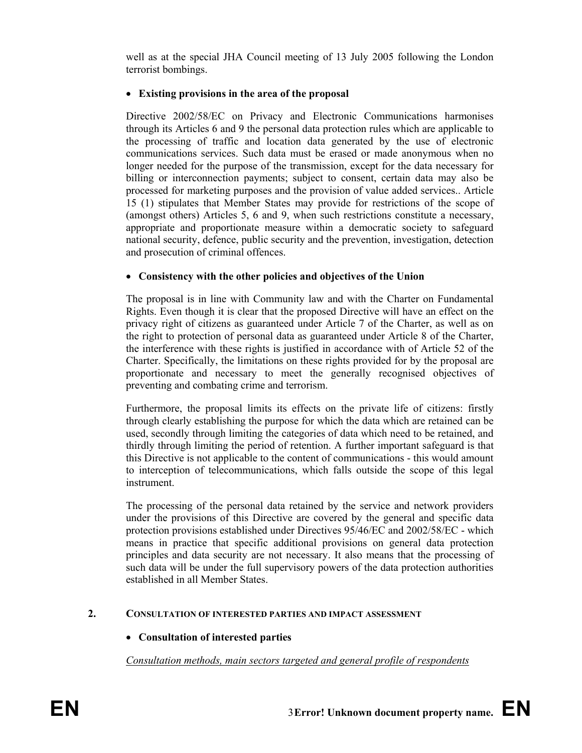well as at the special JHA Council meeting of 13 July 2005 following the London terrorist bombings.

- **Existing provisions in the area of the proposal**

Directive 2002/58/EC on Privacy and Electronic Communications harmonises through its Articles 6 and 9 the personal data protection rules which are applicable to the processing of traffic and location data generated by the use of electronic communications services. Such data must be erased or made anonymous when no longer needed for the purpose of the transmission, except for the data necessary for billing or interconnection payments; subject to consent, certain data may also be processed for marketing purposes and the provision of value added services.. Article 15 (1) stipulates that Member States may provide for restrictions of the scope of (amongst others) Articles 5, 6 and 9, when such restrictions constitute a necessary, appropriate and proportionate measure within a democratic society to safeguard national security, defence, public security and the prevention, investigation, detection and prosecution of criminal offences.

- **Consistency with the other policies and objectives of the Union**

The proposal is in line with Community law and with the Charter on Fundamental Rights. Even though it is clear that the proposed Directive will have an effect on the privacy right of citizens as guaranteed under Article 7 of the Charter, as well as on the right to protection of personal data as guaranteed under Article 8 of the Charter, the interference with these rights is justified in accordance with of Article 52 of the Charter. Specifically, the limitations on these rights provided for by the proposal are proportionate and necessary to meet the generally recognised objectives of preventing and combating crime and terrorism.

Furthermore, the proposal limits its effects on the private life of citizens: firstly through clearly establishing the purpose for which the data which are retained can be used, secondly through limiting the categories of data which need to be retained, and thirdly through limiting the period of retention. A further important safeguard is that this Directive is not applicable to the content of communications - this would amount to interception of telecommunications, which falls outside the scope of this legal instrument.

The processing of the personal data retained by the service and network providers under the provisions of this Directive are covered by the general and specific data protection provisions established under Directives 95/46/EC and 2002/58/EC - which means in practice that specific additional provisions on general data protection principles and data security are not necessary. It also means that the processing of such data will be under the full supervisory powers of the data protection authorities established in all Member States.

## 2. CONSULTATION OF INTERESTED PARTIES AND IMPACT ASSESSMENT

- **Consultation of interested parties**

*Consultation methods, main sectors targeted and general profile of respondents*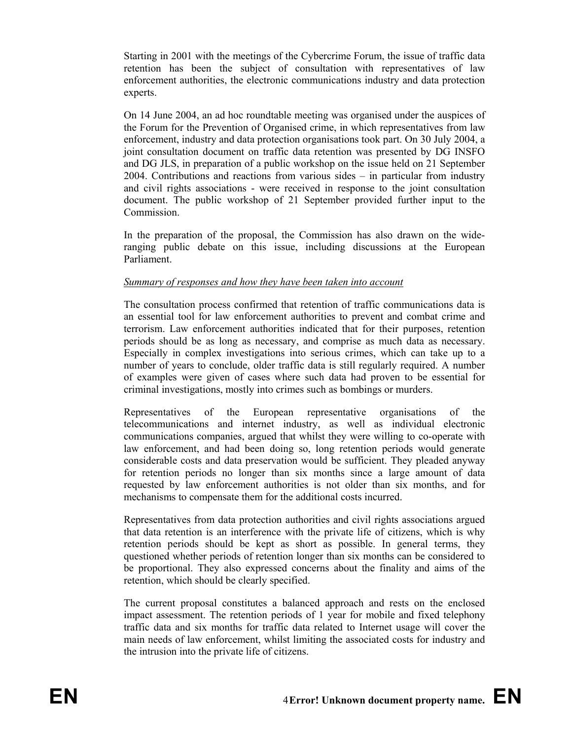Starting in 2001 with the meetings of the Cybercrime Forum, the issue of traffic data retention has been the subject of consultation with representatives of law enforcement authorities, the electronic communications industry and data protection experts.

On 14 June 2004, an ad hoc roundtable meeting was organised under the auspices of the Forum for the Prevention of Organised crime, in which representatives from law enforcement, industry and data protection organisations took part. On 30 July 2004, a joint consultation document on traffic data retention was presented by DG INSFO and DG JLS, in preparation of a public workshop on the issue held on 21 September 2004. Contributions and reactions from various sides – in particular from industry and civil rights associations - were received in response to the joint consultation document. The public workshop of 21 September provided further input to the Commission.

In the preparation of the proposal, the Commission has also drawn on the wide-ranging public debate on this issue, including discussions at the European Parliament.

*Summary of responses and how they have been taken into account*

The consultation process confirmed that retention of traffic communications data is an essential tool for law enforcement authorities to prevent and combat crime and terrorism. Law enforcement authorities indicated that for their purposes, retention periods should be as long as necessary, and comprise as much data as necessary. Especially in complex investigations into serious crimes, which can take up to a number of years to conclude, older traffic data is still regularly required. A number of examples were given of cases where such data had proven to be essential for criminal investigations, mostly into crimes such as bombings or murders.

Representatives of the European representative organisations of the telecommunications and internet industry, as well as individual electronic communications companies, argued that whilst they were willing to co-operate with law enforcement, and had been doing so, long retention periods would generate considerable costs and data preservation would be sufficient. They pleaded anyway for retention periods no longer than six months since a large amount of data requested by law enforcement authorities is not older than six months, and for mechanisms to compensate them for the additional costs incurred.

Representatives from data protection authorities and civil rights associations argued that data retention is an interference with the private life of citizens, which is why retention periods should be kept as short as possible. In general terms, they questioned whether periods of retention longer than six months can be considered to be proportional. They also expressed concerns about the finality and aims of the retention, which should be clearly specified.

The current proposal constitutes a balanced approach and rests on the enclosed impact assessment. The retention periods of 1 year for mobile and fixed telephony traffic data and six months for traffic data related to Internet usage will cover the main needs of law enforcement, whilst limiting the associated costs for industry and the intrusion into the private life of citizens.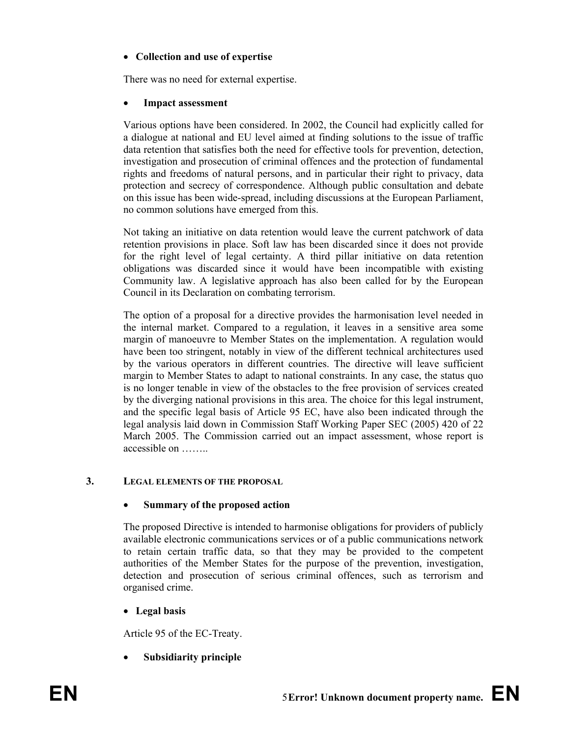- **Collection and use of expertise**

There was no need for external expertise.

- **Impact assessment**

Various options have been considered. In 2002, the Council had explicitly called for a dialogue at national and EU level aimed at finding solutions to the issue of traffic data retention that satisfies both the need for effective tools for prevention, detection, investigation and prosecution of criminal offences and the protection of fundamental rights and freedoms of natural persons, and in particular their right to privacy, data protection and secrecy of correspondence. Although public consultation and debate on this issue has been wide-spread, including discussions at the European Parliament, no common solutions have emerged from this.

Not taking an initiative on data retention would leave the current patchwork of data retention provisions in place. Soft law has been discarded since it does not provide for the right level of legal certainty. A third pillar initiative on data retention obligations was discarded since it would have been incompatible with existing Community law. A legislative approach has also been called for by the European Council in its Declaration on combating terrorism.

The option of a proposal for a directive provides the harmonisation level needed in the internal market. Compared to a regulation, it leaves in a sensitive area some margin of manoeuvre to Member States on the implementation. A regulation would have been too stringent, notably in view of the different technical architectures used by the various operators in different countries. The directive will leave sufficient margin to Member States to adapt to national constraints. In any case, the status quo is no longer tenable in view of the obstacles to the free provision of services created by the diverging national provisions in this area. The choice for this legal instrument, and the specific legal basis of Article 95 EC, have also been indicated through the legal analysis laid down in Commission Staff Working Paper SEC (2005) 420 of 22 March 2005. The Commission carried out an impact assessment, whose report is accessible on ……..

## 3. Legal elements of the proposal

- **Summary of the proposed action**

The proposed Directive is intended to harmonise obligations for providers of publicly available electronic communications services or of a public communications network to retain certain traffic data, so that they may be provided to the competent authorities of the Member States for the purpose of the prevention, investigation, detection and prosecution of serious criminal offences, such as terrorism and organised crime.

- **Legal basis**

Article 95 of the EC-Treaty.

- **Subsidiarity principle**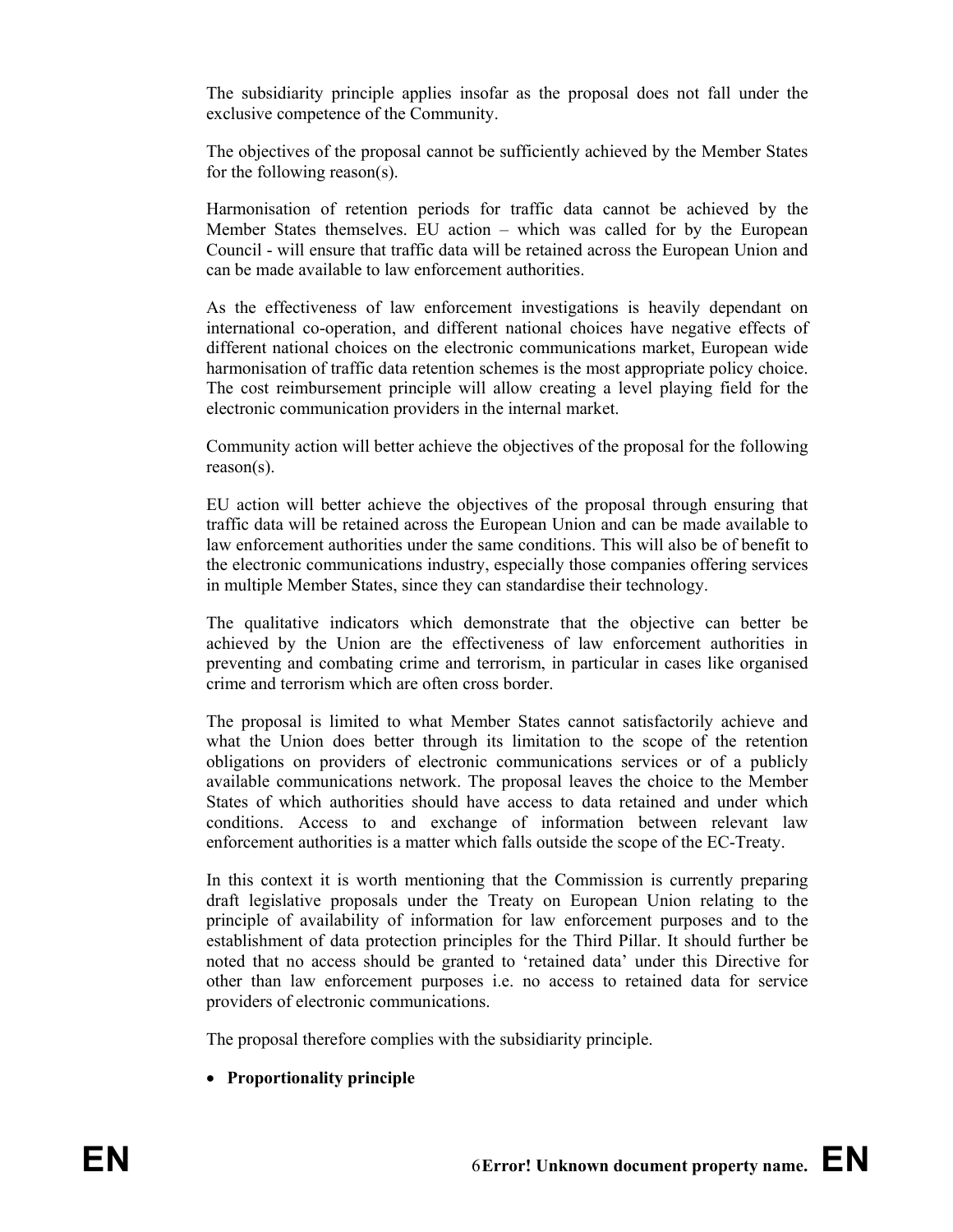The subsidiarity principle applies insofar as the proposal does not fall under the exclusive competence of the Community.

The objectives of the proposal cannot be sufficiently achieved by the Member States for the following reason(s).

Harmonisation of retention periods for traffic data cannot be achieved by the Member States themselves. EU action – which was called for by the European Council - will ensure that traffic data will be retained across the European Union and can be made available to law enforcement authorities.

As the effectiveness of law enforcement investigations is heavily dependant on international co-operation, and different national choices have negative effects of different national choices on the electronic communications market, European wide harmonisation of traffic data retention schemes is the most appropriate policy choice. The cost reimbursement principle will allow creating a level playing field for the electronic communication providers in the internal market.

Community action will better achieve the objectives of the proposal for the following reason(s).

EU action will better achieve the objectives of the proposal through ensuring that traffic data will be retained across the European Union and can be made available to law enforcement authorities under the same conditions. This will also be of benefit to the electronic communications industry, especially those companies offering services in multiple Member States, since they can standardise their technology.

The qualitative indicators which demonstrate that the objective can better be achieved by the Union are the effectiveness of law enforcement authorities in preventing and combating crime and terrorism, in particular in cases like organised crime and terrorism which are often cross border.

The proposal is limited to what Member States cannot satisfactorily achieve and what the Union does better through its limitation to the scope of the retention obligations on providers of electronic communications services or of a publicly available communications network. The proposal leaves the choice to the Member States of which authorities should have access to data retained and under which conditions. Access to and exchange of information between relevant law enforcement authorities is a matter which falls outside the scope of the EC-Treaty.

In this context it is worth mentioning that the Commission is currently preparing draft legislative proposals under the Treaty on European Union relating to the principle of availability of information for law enforcement purposes and to the establishment of data protection principles for the Third Pillar. It should further be noted that no access should be granted to 'retained data' under this Directive for other than law enforcement purposes i.e. no access to retained data for service providers of electronic communications.

The proposal therefore complies with the subsidiarity principle.

- **Proportionality principle**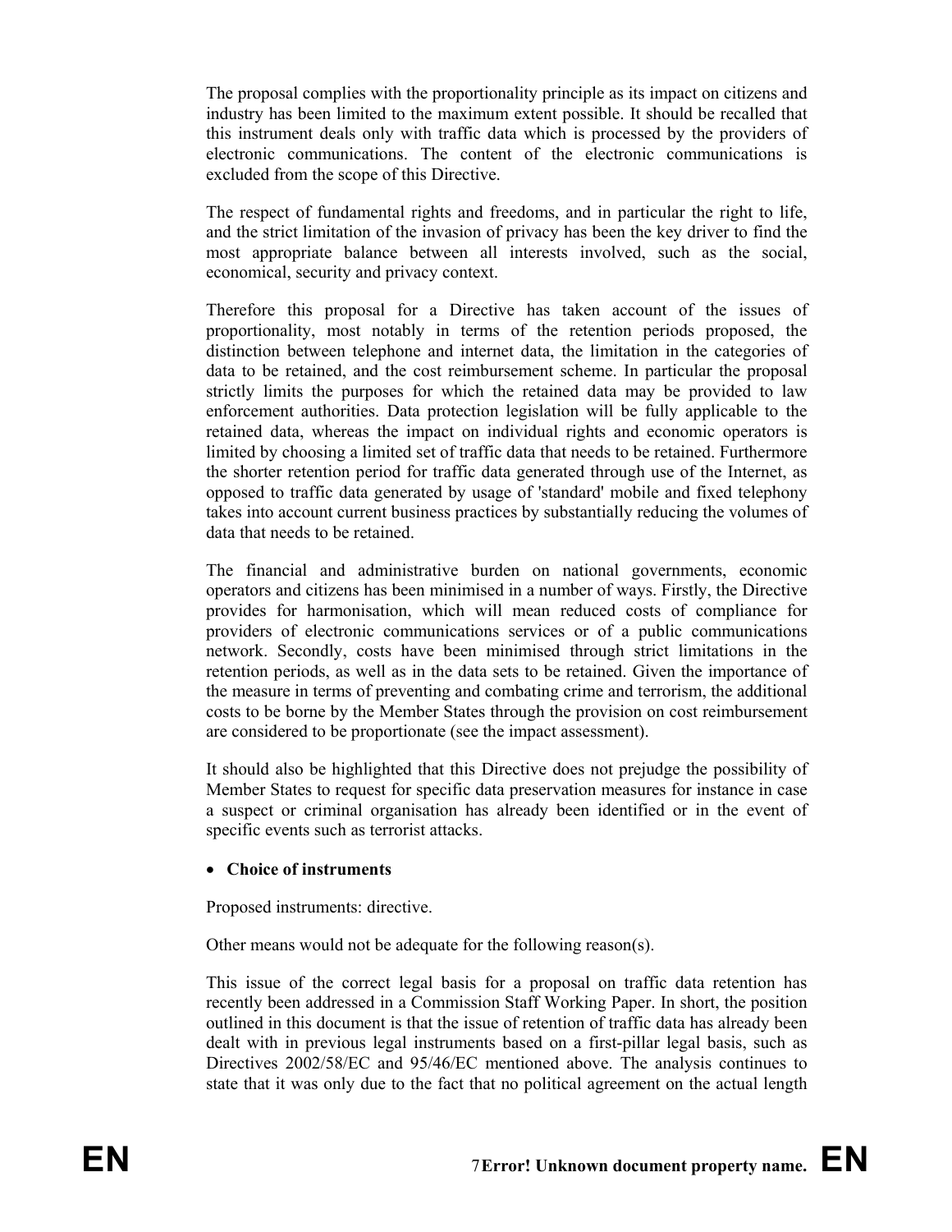The proposal complies with the proportionality principle as its impact on citizens and industry has been limited to the maximum extent possible. It should be recalled that this instrument deals only with traffic data which is processed by the providers of electronic communications. The content of the electronic communications is excluded from the scope of this Directive.

The respect of fundamental rights and freedoms, and in particular the right to life, and the strict limitation of the invasion of privacy has been the key driver to find the most appropriate balance between all interests involved, such as the social, economical, security and privacy context.

Therefore this proposal for a Directive has taken account of the issues of proportionality, most notably in terms of the retention periods proposed, the distinction between telephone and internet data, the limitation in the categories of data to be retained, and the cost reimbursement scheme. In particular the proposal strictly limits the purposes for which the retained data may be provided to law enforcement authorities. Data protection legislation will be fully applicable to the retained data, whereas the impact on individual rights and economic operators is limited by choosing a limited set of traffic data that needs to be retained. Furthermore the shorter retention period for traffic data generated through use of the Internet, as opposed to traffic data generated by usage of 'standard' mobile and fixed telephony takes into account current business practices by substantially reducing the volumes of data that needs to be retained.

The financial and administrative burden on national governments, economic operators and citizens has been minimised in a number of ways. Firstly, the Directive provides for harmonisation, which will mean reduced costs of compliance for providers of electronic communications services or of a public communications network. Secondly, costs have been minimised through strict limitations in the retention periods, as well as in the data sets to be retained. Given the importance of the measure in terms of preventing and combating crime and terrorism, the additional costs to be borne by the Member States through the provision on cost reimbursement are considered to be proportionate (see the impact assessment).

It should also be highlighted that this Directive does not prejudge the possibility of Member States to request for specific data preservation measures for instance in case a suspect or criminal organisation has already been identified or in the event of specific events such as terrorist attacks.

- **Choice of instruments**

Proposed instruments: directive.

Other means would not be adequate for the following reason(s).

This issue of the correct legal basis for a proposal on traffic data retention has recently been addressed in a Commission Staff Working Paper. In short, the position outlined in this document is that the issue of retention of traffic data has already been dealt with in previous legal instruments based on a first-pillar legal basis, such as Directives 2002/58/EC and 95/46/EC mentioned above. The analysis continues to state that it was only due to the fact that no political agreement on the actual length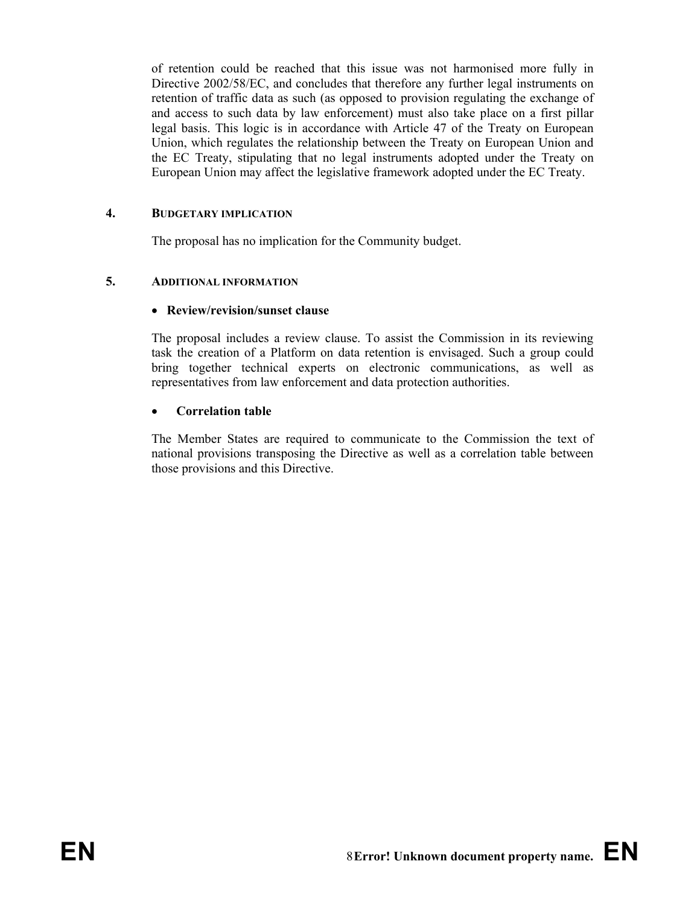of retention could be reached that this issue was not harmonised more fully in Directive 2002/58/EC, and concludes that therefore any further legal instruments on retention of traffic data as such (as opposed to provision regulating the exchange of and access to such data by law enforcement) must also take place on a first pillar legal basis. This logic is in accordance with Article 47 of the Treaty on European Union, which regulates the relationship between the Treaty on European Union and the EC Treaty, stipulating that no legal instruments adopted under the Treaty on European Union may affect the legislative framework adopted under the EC Treaty.

## 4. BUDGETARY IMPLICATION

The proposal has no implication for the Community budget.

## 5. ADDITIONAL INFORMATION

- **Review/revision/sunset clause**

The proposal includes a review clause. To assist the Commission in its reviewing task the creation of a Platform on data retention is envisaged. Such a group could bring together technical experts on electronic communications, as well as representatives from law enforcement and data protection authorities.

- **Correlation table**

The Member States are required to communicate to the Commission the text of national provisions transposing the Directive as well as a correlation table between those provisions and this Directive.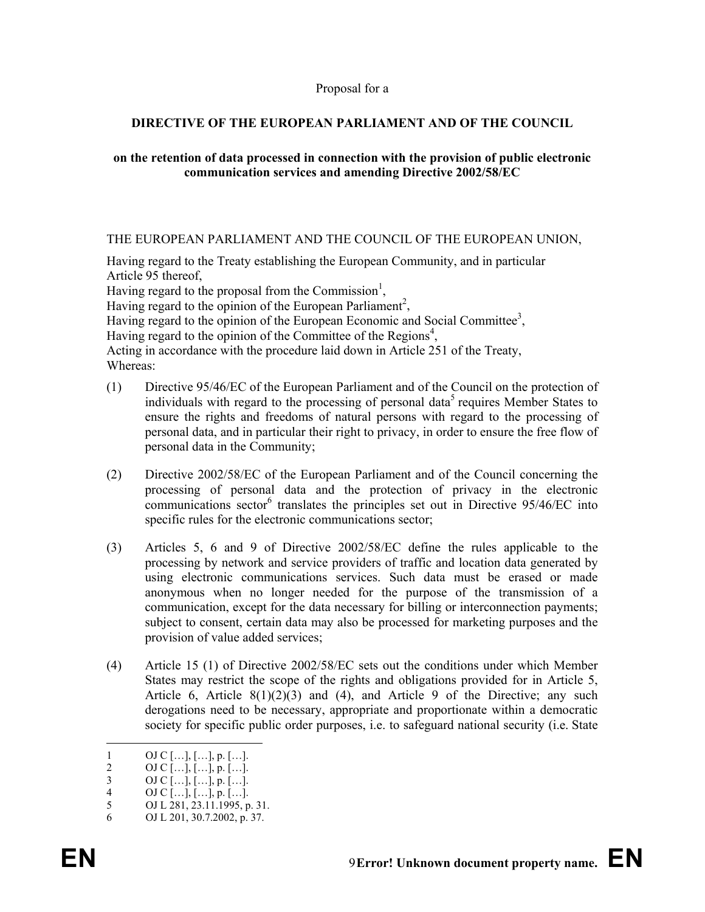Proposal for a

**DIRECTIVE OF THE EUROPEAN PARLIAMENT AND OF THE COUNCIL**

**on the retention of data processed in connection with the provision of public electronic communication services and amending Directive 2002/58/EC**

THE EUROPEAN PARLIAMENT AND THE COUNCIL OF THE EUROPEAN UNION,

Having regard to the Treaty establishing the European Community, and in particular Article 95 thereof,
Having regard to the proposal from the Commission[1],
Having regard to the opinion of the European Parliament[2],
Having regard to the opinion of the European Economic and Social Committee[3],
Having regard to the opinion of the Committee of the Regions[4],
Acting in accordance with the procedure laid down in Article 251 of the Treaty,
Whereas:

(1) Directive 95/46/EC of the European Parliament and of the Council on the protection of individuals with regard to the processing of personal data[5] requires Member States to ensure the rights and freedoms of natural persons with regard to the processing of personal data, and in particular their right to privacy, in order to ensure the free flow of personal data in the Community;

(2) Directive 2002/58/EC of the European Parliament and of the Council concerning the processing of personal data and the protection of privacy in the electronic communications sector[6] translates the principles set out in Directive 95/46/EC into specific rules for the electronic communications sector;

(3) Articles 5, 6 and 9 of Directive 2002/58/EC define the rules applicable to the processing by network and service providers of traffic and location data generated by using electronic communications services. Such data must be erased or made anonymous when no longer needed for the purpose of the transmission of a communication, except for the data necessary for billing or interconnection payments; subject to consent, certain data may also be processed for marketing purposes and the provision of value added services;

(4) Article 15 (1) of Directive 2002/58/EC sets out the conditions under which Member States may restrict the scope of the rights and obligations provided for in Article 5, Article 6, Article 8(1)(2)(3) and (4), and Article 9 of the Directive; any such derogations need to be necessary, appropriate and proportionate within a democratic society for specific public order purposes, i.e. to safeguard national security (i.e. State

---

1 OJ C […], […], p. […].
2 OJ C […], […], p. […].
3 OJ C […], […], p. […].
4 OJ C […], […], p. […].
5 OJ L 281, 23.11.1995, p. 31.
6 OJ L 201, 30.7.2002, p. 37.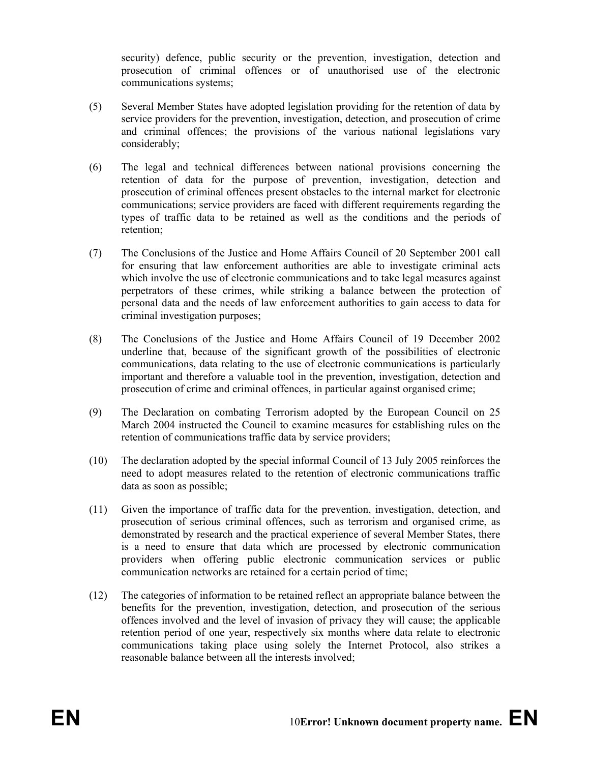security) defence, public security or the prevention, investigation, detection and prosecution of criminal offences or of unauthorised use of the electronic communications systems;

(5) Several Member States have adopted legislation providing for the retention of data by service providers for the prevention, investigation, detection, and prosecution of crime and criminal offences; the provisions of the various national legislations vary considerably;

(6) The legal and technical differences between national provisions concerning the retention of data for the purpose of prevention, investigation, detection and prosecution of criminal offences present obstacles to the internal market for electronic communications; service providers are faced with different requirements regarding the types of traffic data to be retained as well as the conditions and the periods of retention;

(7) The Conclusions of the Justice and Home Affairs Council of 20 September 2001 call for ensuring that law enforcement authorities are able to investigate criminal acts which involve the use of electronic communications and to take legal measures against perpetrators of these crimes, while striking a balance between the protection of personal data and the needs of law enforcement authorities to gain access to data for criminal investigation purposes;

(8) The Conclusions of the Justice and Home Affairs Council of 19 December 2002 underline that, because of the significant growth of the possibilities of electronic communications, data relating to the use of electronic communications is particularly important and therefore a valuable tool in the prevention, investigation, detection and prosecution of crime and criminal offences, in particular against organised crime;

(9) The Declaration on combating Terrorism adopted by the European Council on 25 March 2004 instructed the Council to examine measures for establishing rules on the retention of communications traffic data by service providers;

(10) The declaration adopted by the special informal Council of 13 July 2005 reinforces the need to adopt measures related to the retention of electronic communications traffic data as soon as possible;

(11) Given the importance of traffic data for the prevention, investigation, detection, and prosecution of serious criminal offences, such as terrorism and organised crime, as demonstrated by research and the practical experience of several Member States, there is a need to ensure that data which are processed by electronic communication providers when offering public electronic communication services or public communication networks are retained for a certain period of time;

(12) The categories of information to be retained reflect an appropriate balance between the benefits for the prevention, investigation, detection, and prosecution of the serious offences involved and the level of invasion of privacy they will cause; the applicable retention period of one year, respectively six months where data relate to electronic communications taking place using solely the Internet Protocol, also strikes a reasonable balance between all the interests involved;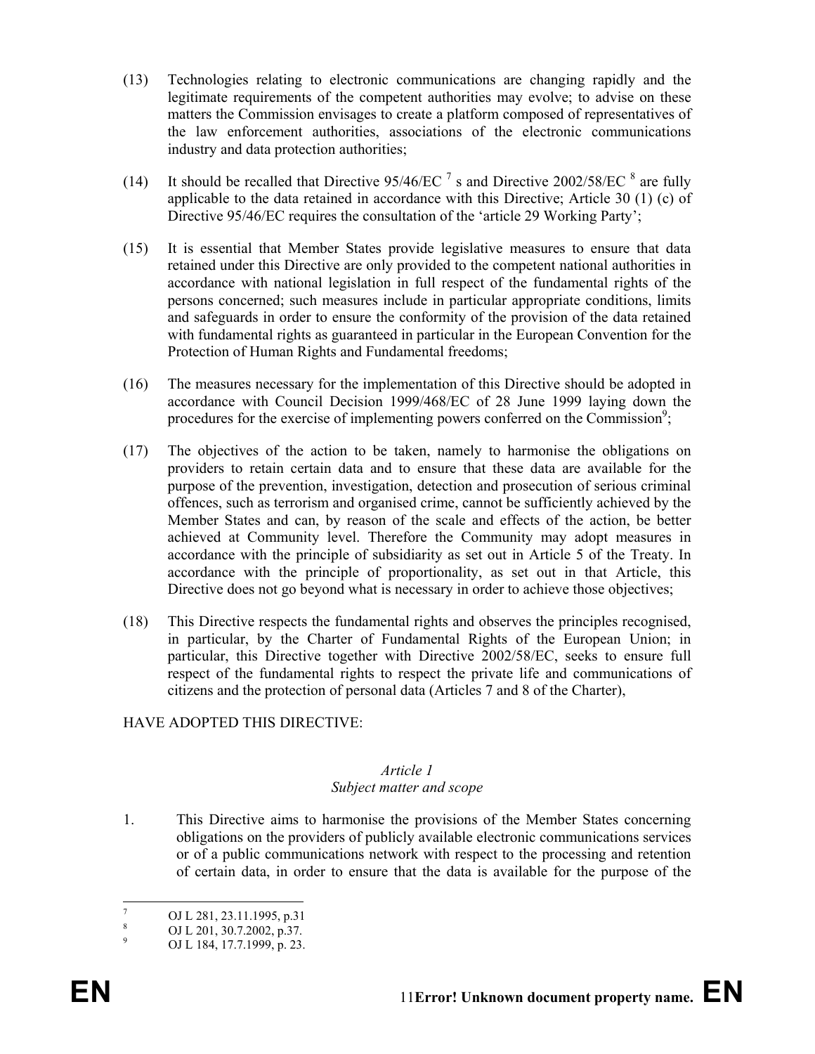(13) Technologies relating to electronic communications are changing rapidly and the legitimate requirements of the competent authorities may evolve; to advise on these matters the Commission envisages to create a platform composed of representatives of the law enforcement authorities, associations of the electronic communications industry and data protection authorities;

(14) It should be recalled that Directive 95/46/EC [7] s and Directive 2002/58/EC [8] are fully applicable to the data retained in accordance with this Directive; Article 30 (1) (c) of Directive 95/46/EC requires the consultation of the 'article 29 Working Party';

(15) It is essential that Member States provide legislative measures to ensure that data retained under this Directive are only provided to the competent national authorities in accordance with national legislation in full respect of the fundamental rights of the persons concerned; such measures include in particular appropriate conditions, limits and safeguards in order to ensure the conformity of the provision of the data retained with fundamental rights as guaranteed in particular in the European Convention for the Protection of Human Rights and Fundamental freedoms;

(16) The measures necessary for the implementation of this Directive should be adopted in accordance with Council Decision 1999/468/EC of 28 June 1999 laying down the procedures for the exercise of implementing powers conferred on the Commission[9];

(17) The objectives of the action to be taken, namely to harmonise the obligations on providers to retain certain data and to ensure that these data are available for the purpose of the prevention, investigation, detection and prosecution of serious criminal offences, such as terrorism and organised crime, cannot be sufficiently achieved by the Member States and can, by reason of the scale and effects of the action, be better achieved at Community level. Therefore the Community may adopt measures in accordance with the principle of subsidiarity as set out in Article 5 of the Treaty. In accordance with the principle of proportionality, as set out in that Article, this Directive does not go beyond what is necessary in order to achieve those objectives;

(18) This Directive respects the fundamental rights and observes the principles recognised, in particular, by the Charter of Fundamental Rights of the European Union; in particular, this Directive together with Directive 2002/58/EC, seeks to ensure full respect of the fundamental rights to respect the private life and communications of citizens and the protection of personal data (Articles 7 and 8 of the Charter),

HAVE ADOPTED THIS DIRECTIVE:

*Article 1*
*Subject matter and scope*

1. This Directive aims to harmonise the provisions of the Member States concerning obligations on the providers of publicly available electronic communications services or of a public communications network with respect to the processing and retention of certain data, in order to ensure that the data is available for the purpose of the

---

[7] OJ L 281, 23.11.1995, p.31

[8] OJ L 201, 30.7.2002, p.37.

[9] OJ L 184, 17.7.1999, p. 23.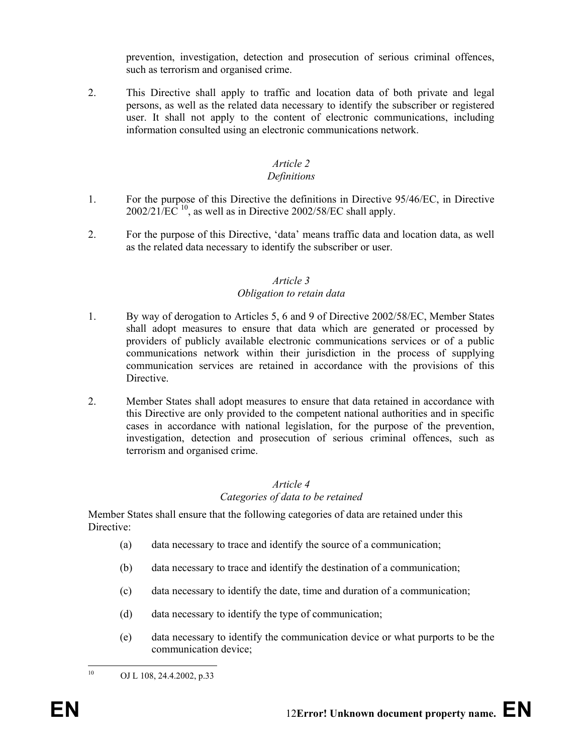prevention, investigation, detection and prosecution of serious criminal offences, such as terrorism and organised crime.

2. This Directive shall apply to traffic and location data of both private and legal persons, as well as the related data necessary to identify the subscriber or registered user. It shall not apply to the content of electronic communications, including information consulted using an electronic communications network.

*Article 2*
*Definitions*

1. For the purpose of this Directive the definitions in Directive 95/46/EC, in Directive 2002/21/EC [10], as well as in Directive 2002/58/EC shall apply.

2. For the purpose of this Directive, 'data' means traffic data and location data, as well as the related data necessary to identify the subscriber or user.

*Article 3*
*Obligation to retain data*

1. By way of derogation to Articles 5, 6 and 9 of Directive 2002/58/EC, Member States shall adopt measures to ensure that data which are generated or processed by providers of publicly available electronic communications services or of a public communications network within their jurisdiction in the process of supplying communication services are retained in accordance with the provisions of this Directive.

2. Member States shall adopt measures to ensure that data retained in accordance with this Directive are only provided to the competent national authorities and in specific cases in accordance with national legislation, for the purpose of the prevention, investigation, detection and prosecution of serious criminal offences, such as terrorism and organised crime.

*Article 4*
*Categories of data to be retained*

Member States shall ensure that the following categories of data are retained under this Directive:

(a) data necessary to trace and identify the source of a communication;

(b) data necessary to trace and identify the destination of a communication;

(c) data necessary to identify the date, time and duration of a communication;

(d) data necessary to identify the type of communication;

(e) data necessary to identify the communication device or what purports to be the communication device;

---

[10] OJ L 108, 24.4.2002, p.33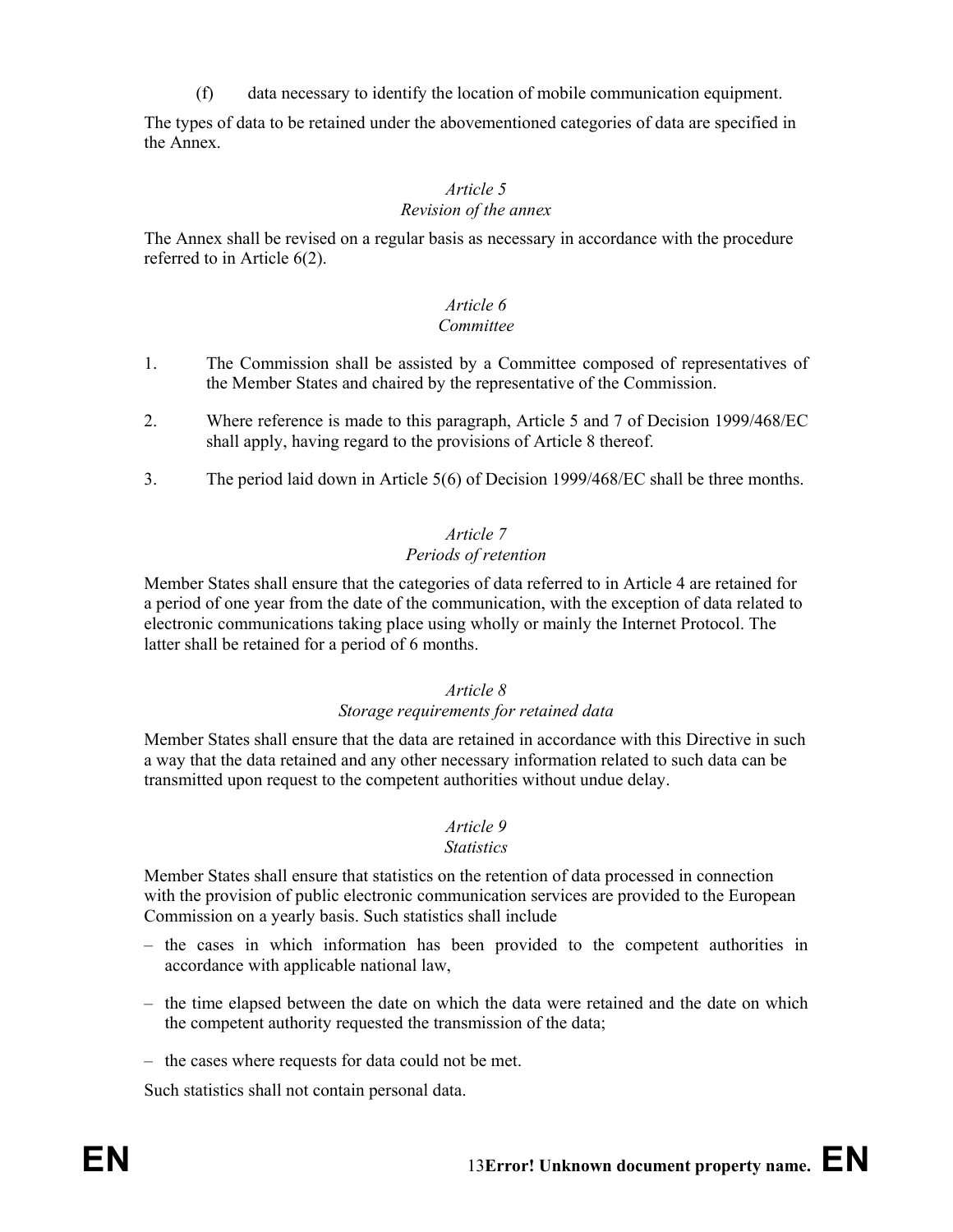(f) data necessary to identify the location of mobile communication equipment.

The types of data to be retained under the abovementioned categories of data are specified in the Annex.

*Article 5*
*Revision of the annex*

The Annex shall be revised on a regular basis as necessary in accordance with the procedure referred to in Article 6(2).

*Article 6*
*Committee*

1. The Commission shall be assisted by a Committee composed of representatives of the Member States and chaired by the representative of the Commission.

2. Where reference is made to this paragraph, Article 5 and 7 of Decision 1999/468/EC shall apply, having regard to the provisions of Article 8 thereof.

3. The period laid down in Article 5(6) of Decision 1999/468/EC shall be three months.

*Article 7*
*Periods of retention*

Member States shall ensure that the categories of data referred to in Article 4 are retained for a period of one year from the date of the communication, with the exception of data related to electronic communications taking place using wholly or mainly the Internet Protocol. The latter shall be retained for a period of 6 months.

*Article 8*
*Storage requirements for retained data*

Member States shall ensure that the data are retained in accordance with this Directive in such a way that the data retained and any other necessary information related to such data can be transmitted upon request to the competent authorities without undue delay.

*Article 9*
*Statistics*

Member States shall ensure that statistics on the retention of data processed in connection with the provision of public electronic communication services are provided to the European Commission on a yearly basis. Such statistics shall include

– the cases in which information has been provided to the competent authorities in accordance with applicable national law,

– the time elapsed between the date on which the data were retained and the date on which the competent authority requested the transmission of the data;

– the cases where requests for data could not be met.

Such statistics shall not contain personal data.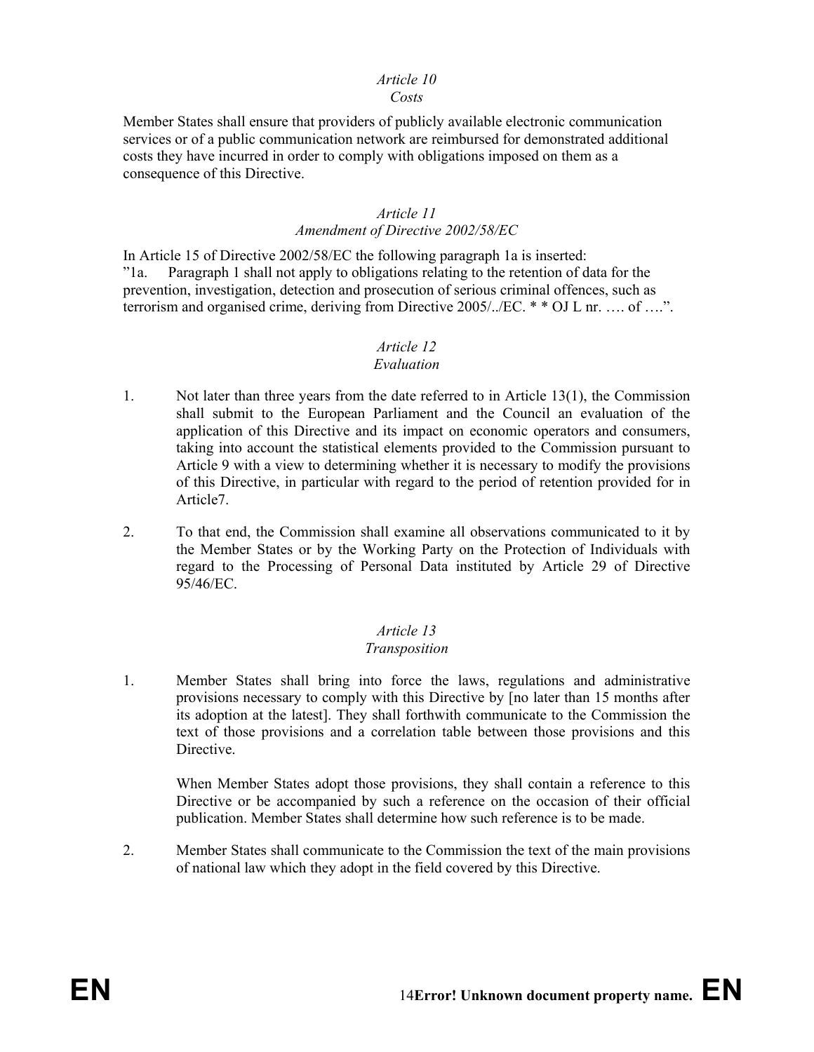*Article 10*
*Costs*

Member States shall ensure that providers of publicly available electronic communication services or of a public communication network are reimbursed for demonstrated additional costs they have incurred in order to comply with obligations imposed on them as a consequence of this Directive.

*Article 11*
*Amendment of Directive 2002/58/EC*

In Article 15 of Directive 2002/58/EC the following paragraph 1a is inserted:
"1a. Paragraph 1 shall not apply to obligations relating to the retention of data for the prevention, investigation, detection and prosecution of serious criminal offences, such as terrorism and organised crime, deriving from Directive 2005/../EC. * * OJ L nr. …. of ….".

*Article 12*
*Evaluation*

1. Not later than three years from the date referred to in Article 13(1), the Commission shall submit to the European Parliament and the Council an evaluation of the application of this Directive and its impact on economic operators and consumers, taking into account the statistical elements provided to the Commission pursuant to Article 9 with a view to determining whether it is necessary to modify the provisions of this Directive, in particular with regard to the period of retention provided for in Article7.

2. To that end, the Commission shall examine all observations communicated to it by the Member States or by the Working Party on the Protection of Individuals with regard to the Processing of Personal Data instituted by Article 29 of Directive 95/46/EC.

*Article 13*
*Transposition*

1. Member States shall bring into force the laws, regulations and administrative provisions necessary to comply with this Directive by [no later than 15 months after its adoption at the latest]. They shall forthwith communicate to the Commission the text of those provisions and a correlation table between those provisions and this Directive.

   When Member States adopt those provisions, they shall contain a reference to this Directive or be accompanied by such a reference on the occasion of their official publication. Member States shall determine how such reference is to be made.

2. Member States shall communicate to the Commission the text of the main provisions of national law which they adopt in the field covered by this Directive.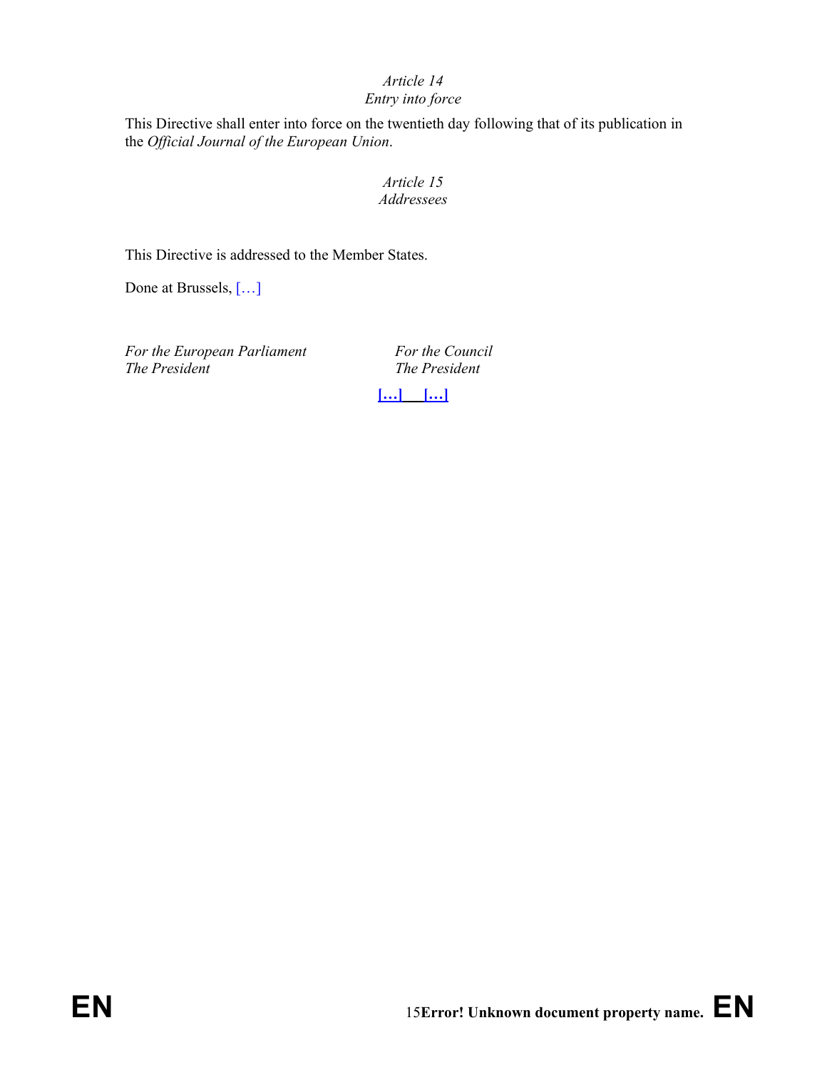*Article 14*
*Entry into force*

This Directive shall enter into force on the twentieth day following that of its publication in the *Official Journal of the European Union*.

*Article 15*
*Addressees*

This Directive is addressed to the Member States.

Done at Brussels, […]

| *For the European Parliament* | *For the Council* |
|---|---|
| *The President* | *The President* |

**[…] […]**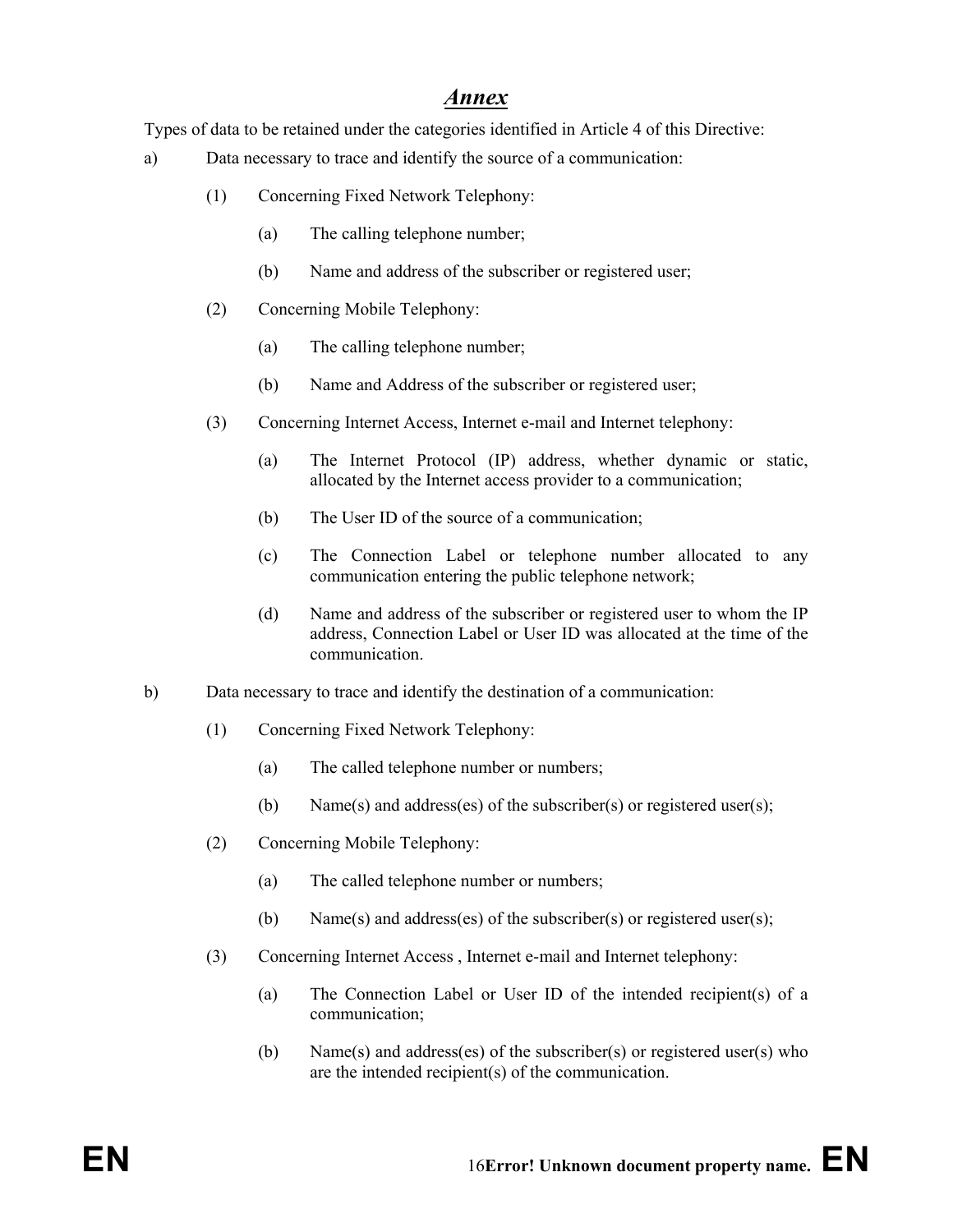# *Annex*

Types of data to be retained under the categories identified in Article 4 of this Directive:

a) Data necessary to trace and identify the source of a communication:

(1) Concerning Fixed Network Telephony:

(a) The calling telephone number;

(b) Name and address of the subscriber or registered user;

(2) Concerning Mobile Telephony:

(a) The calling telephone number;

(b) Name and Address of the subscriber or registered user;

(3) Concerning Internet Access, Internet e-mail and Internet telephony:

(a) The Internet Protocol (IP) address, whether dynamic or static, allocated by the Internet access provider to a communication;

(b) The User ID of the source of a communication;

(c) The Connection Label or telephone number allocated to any communication entering the public telephone network;

(d) Name and address of the subscriber or registered user to whom the IP address, Connection Label or User ID was allocated at the time of the communication.

b) Data necessary to trace and identify the destination of a communication:

(1) Concerning Fixed Network Telephony:

(a) The called telephone number or numbers;

(b) Name(s) and address(es) of the subscriber(s) or registered user(s);

(2) Concerning Mobile Telephony:

(a) The called telephone number or numbers;

(b) Name(s) and address(es) of the subscriber(s) or registered user(s);

(3) Concerning Internet Access , Internet e-mail and Internet telephony:

(a) The Connection Label or User ID of the intended recipient(s) of a communication;

(b) Name(s) and address(es) of the subscriber(s) or registered user(s) who are the intended recipient(s) of the communication.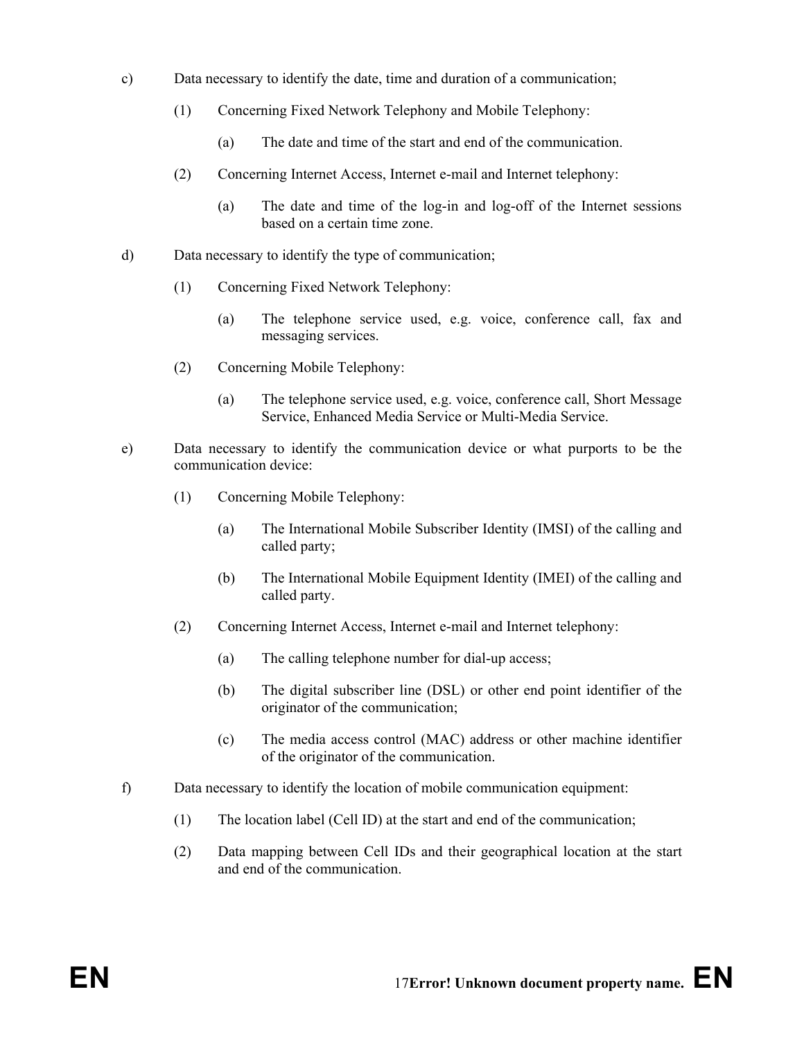c) Data necessary to identify the date, time and duration of a communication;

 (1) Concerning Fixed Network Telephony and Mobile Telephony:

  (a) The date and time of the start and end of the communication.

 (2) Concerning Internet Access, Internet e-mail and Internet telephony:

  (a) The date and time of the log-in and log-off of the Internet sessions based on a certain time zone.

d) Data necessary to identify the type of communication;

 (1) Concerning Fixed Network Telephony:

  (a) The telephone service used, e.g. voice, conference call, fax and messaging services.

 (2) Concerning Mobile Telephony:

  (a) The telephone service used, e.g. voice, conference call, Short Message Service, Enhanced Media Service or Multi-Media Service.

e) Data necessary to identify the communication device or what purports to be the communication device:

 (1) Concerning Mobile Telephony:

  (a) The International Mobile Subscriber Identity (IMSI) of the calling and called party;

  (b) The International Mobile Equipment Identity (IMEI) of the calling and called party.

 (2) Concerning Internet Access, Internet e-mail and Internet telephony:

  (a) The calling telephone number for dial-up access;

  (b) The digital subscriber line (DSL) or other end point identifier of the originator of the communication;

  (c) The media access control (MAC) address or other machine identifier of the originator of the communication.

f) Data necessary to identify the location of mobile communication equipment:

 (1) The location label (Cell ID) at the start and end of the communication;

 (2) Data mapping between Cell IDs and their geographical location at the start and end of the communication.